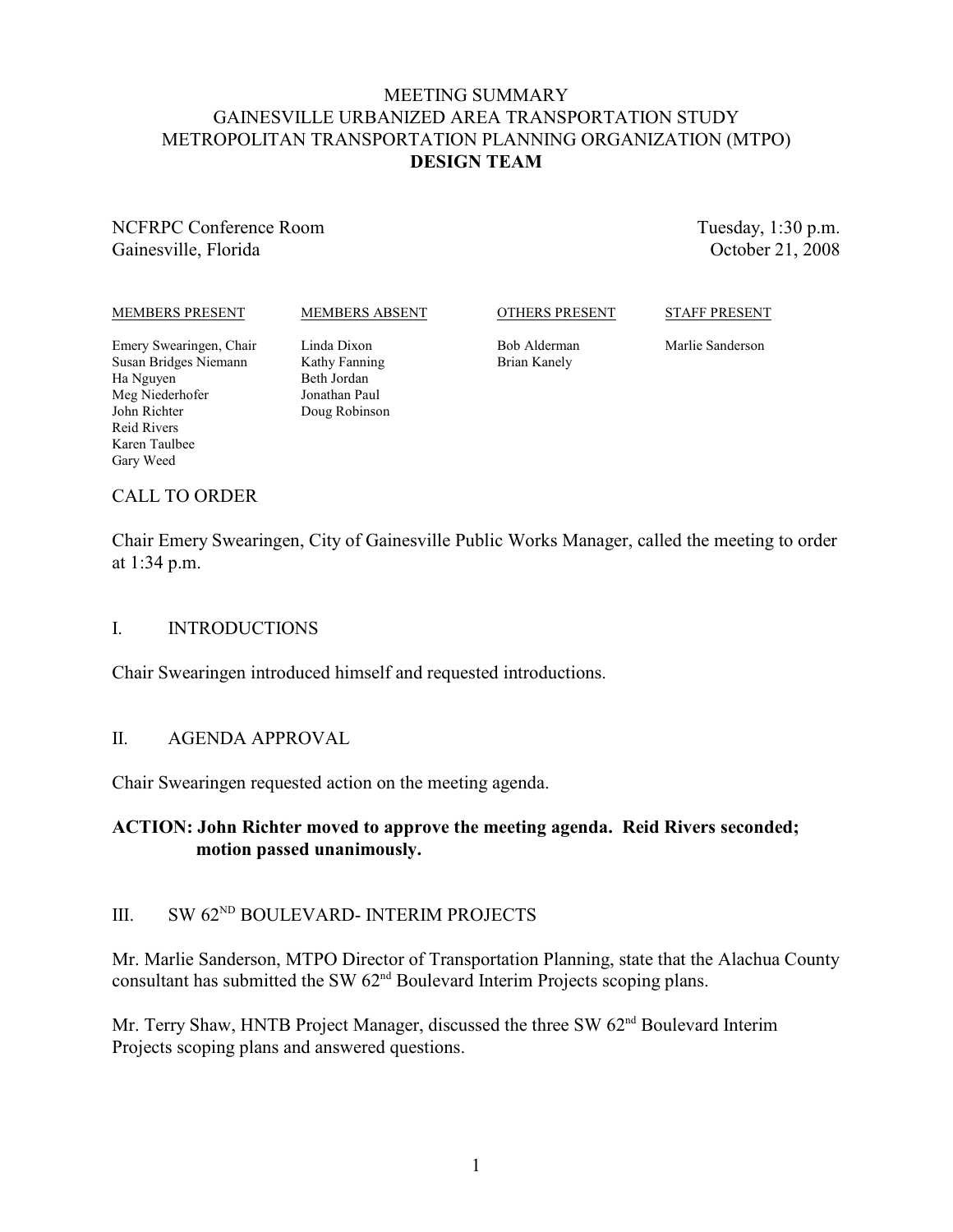# MEETING SUMMARY
# GAINESVILLE URBANIZED AREA TRANSPORTATION STUDY
# METROPOLITAN TRANSPORTATION PLANNING ORGANIZATION (MTPO)
# DESIGN TEAM

NCFRPC Conference Room
Gainesville, Florida

Tuesday, 1:30 p.m.
October 21, 2008

| MEMBERS PRESENT | MEMBERS ABSENT | OTHERS PRESENT | STAFF PRESENT |
|---|---|---|---|
| Emery Swearingen, Chair | Linda Dixon | Bob Alderman | Marlie Sanderson |
| Susan Bridges Niemann | Kathy Fanning | Brian Kanely | |
| Ha Nguyen | Beth Jordan | | |
| Meg Niederhofer | Jonathan Paul | | |
| John Richter | Doug Robinson | | |
| Reid Rivers | | | |
| Karen Taulbee | | | |
| Gary Weed | | | |

## CALL TO ORDER

Chair Emery Swearingen, City of Gainesville Public Works Manager, called the meeting to order at 1:34 p.m.

## I. INTRODUCTIONS

Chair Swearingen introduced himself and requested introductions.

## II. AGENDA APPROVAL

Chair Swearingen requested action on the meeting agenda.

**ACTION: John Richter moved to approve the meeting agenda. Reid Rivers seconded; motion passed unanimously.**

## III. SW 62ND BOULEVARD- INTERIM PROJECTS

Mr. Marlie Sanderson, MTPO Director of Transportation Planning, state that the Alachua County consultant has submitted the SW 62nd Boulevard Interim Projects scoping plans.

Mr. Terry Shaw, HNTB Project Manager, discussed the three SW 62nd Boulevard Interim Projects scoping plans and answered questions.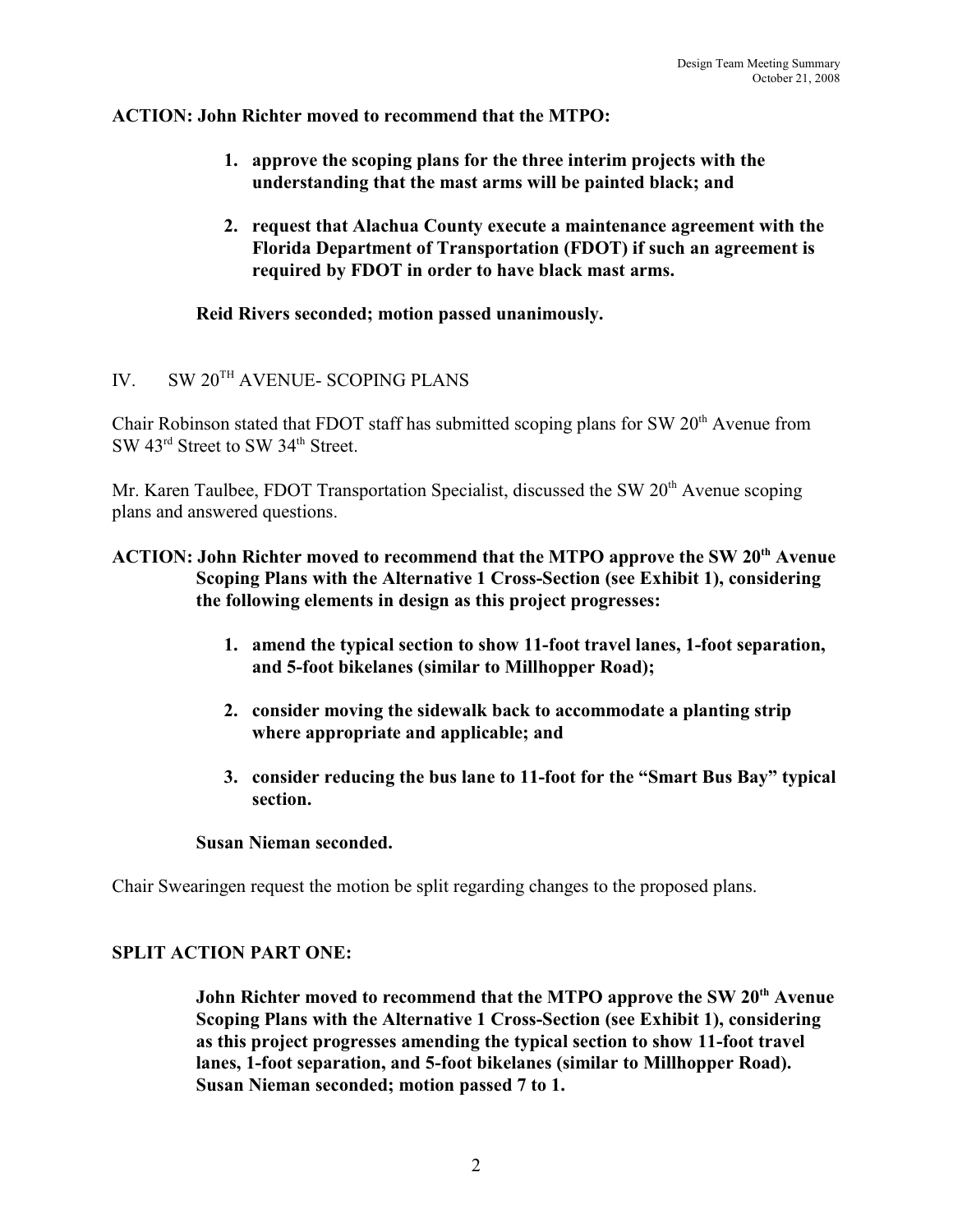**ACTION: John Richter moved to recommend that the MTPO:**

> 1. **approve the scoping plans for the three interim projects with the understanding that the mast arms will be painted black; and**
>
> 2. **request that Alachua County execute a maintenance agreement with the Florida Department of Transportation (FDOT) if such an agreement is required by FDOT in order to have black mast arms.**
>
> **Reid Rivers seconded; motion passed unanimously.**

## IV. SW 20TH AVENUE- SCOPING PLANS

Chair Robinson stated that FDOT staff has submitted scoping plans for SW 20th Avenue from SW 43rd Street to SW 34th Street.

Mr. Karen Taulbee, FDOT Transportation Specialist, discussed the SW 20th Avenue scoping plans and answered questions.

**ACTION: John Richter moved to recommend that the MTPO approve the SW 20th Avenue Scoping Plans with the Alternative 1 Cross-Section (see Exhibit 1), considering the following elements in design as this project progresses:**

> 1. **amend the typical section to show 11-foot travel lanes, 1-foot separation, and 5-foot bikelanes (similar to Millhopper Road);**
>
> 2. **consider moving the sidewalk back to accommodate a planting strip where appropriate and applicable; and**
>
> 3. **consider reducing the bus lane to 11-foot for the "Smart Bus Bay" typical section.**
>
> **Susan Nieman seconded.**

Chair Swearingen request the motion be split regarding changes to the proposed plans.

**SPLIT ACTION PART ONE:**

> **John Richter moved to recommend that the MTPO approve the SW 20th Avenue Scoping Plans with the Alternative 1 Cross-Section (see Exhibit 1), considering as this project progresses amending the typical section to show 11-foot travel lanes, 1-foot separation, and 5-foot bikelanes (similar to Millhopper Road). Susan Nieman seconded; motion passed 7 to 1.**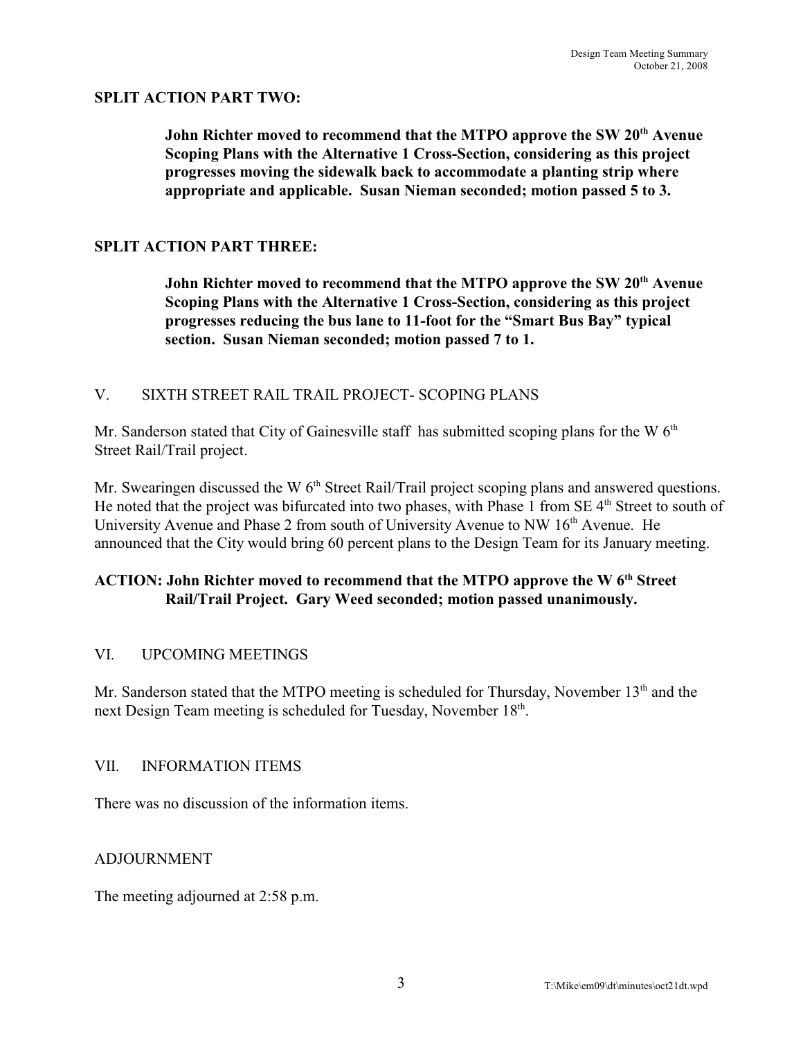**SPLIT ACTION PART TWO:**

> **John Richter moved to recommend that the MTPO approve the SW 20th Avenue Scoping Plans with the Alternative 1 Cross-Section, considering as this project progresses moving the sidewalk back to accommodate a planting strip where appropriate and applicable. Susan Nieman seconded; motion passed 5 to 3.**

**SPLIT ACTION PART THREE:**

> **John Richter moved to recommend that the MTPO approve the SW 20th Avenue Scoping Plans with the Alternative 1 Cross-Section, considering as this project progresses reducing the bus lane to 11-foot for the "Smart Bus Bay" typical section. Susan Nieman seconded; motion passed 7 to 1.**

## V. SIXTH STREET RAIL TRAIL PROJECT- SCOPING PLANS

Mr. Sanderson stated that City of Gainesville staff has submitted scoping plans for the W 6th Street Rail/Trail project.

Mr. Swearingen discussed the W 6th Street Rail/Trail project scoping plans and answered questions. He noted that the project was bifurcated into two phases, with Phase 1 from SE 4th Street to south of University Avenue and Phase 2 from south of University Avenue to NW 16th Avenue. He announced that the City would bring 60 percent plans to the Design Team for its January meeting.

**ACTION: John Richter moved to recommend that the MTPO approve the W 6th Street Rail/Trail Project. Gary Weed seconded; motion passed unanimously.**

## VI. UPCOMING MEETINGS

Mr. Sanderson stated that the MTPO meeting is scheduled for Thursday, November 13th and the next Design Team meeting is scheduled for Tuesday, November 18th.

## VII. INFORMATION ITEMS

There was no discussion of the information items.

## ADJOURNMENT

The meeting adjourned at 2:58 p.m.

T:\Mike\em09\dt\minutes\oct21dt.wpd